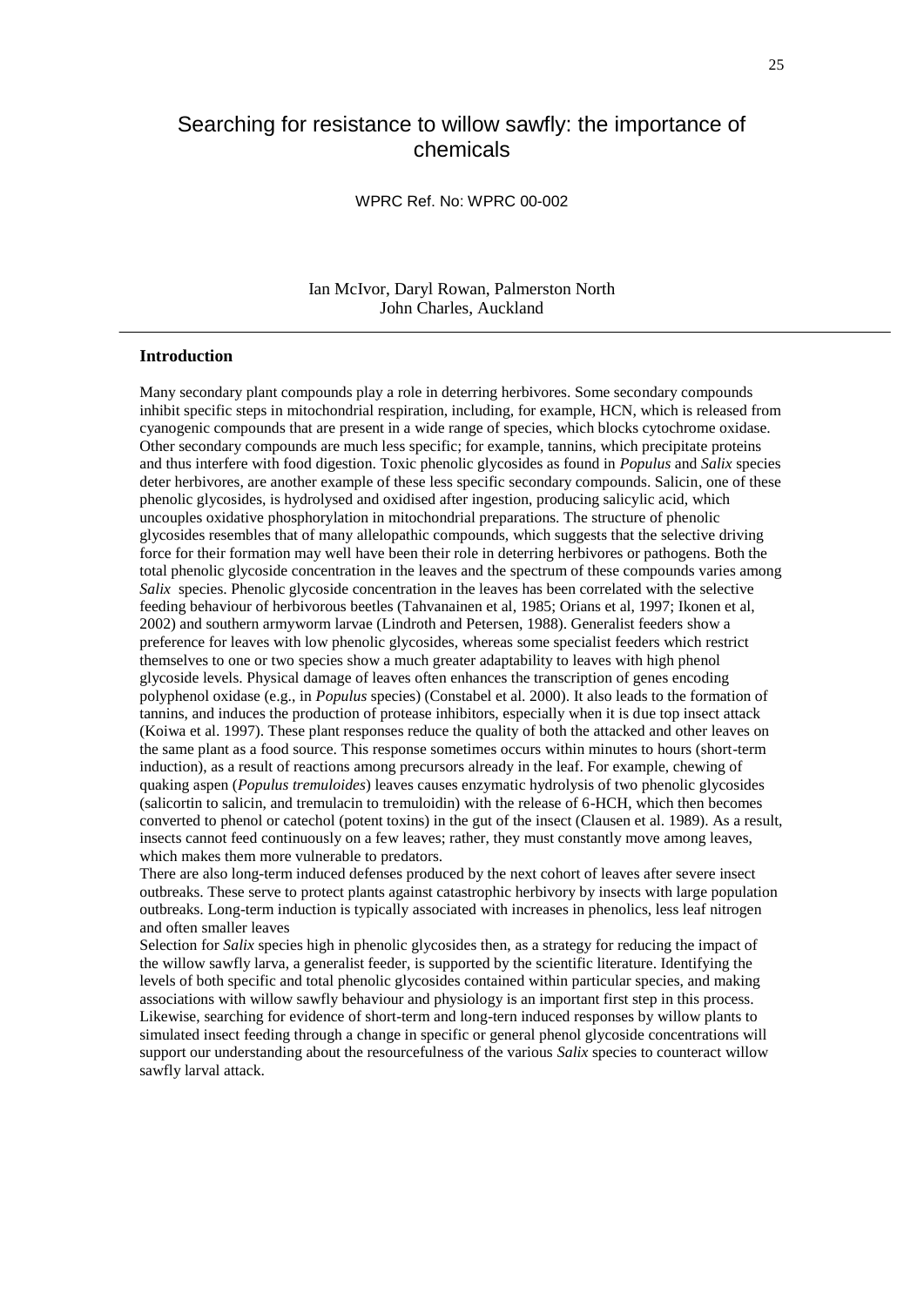# Searching for resistance to willow sawfly: the importance of chemicals

WPRC Ref. No: WPRC 00-002

Ian McIvor, Daryl Rowan, Palmerston North
John Charles, Auckland

---

## Introduction

Many secondary plant compounds play a role in deterring herbivores. Some secondary compounds inhibit specific steps in mitochondrial respiration, including, for example, HCN, which is released from cyanogenic compounds that are present in a wide range of species, which blocks cytochrome oxidase. Other secondary compounds are much less specific; for example, tannins, which precipitate proteins and thus interfere with food digestion. Toxic phenolic glycosides as found in *Populus* and *Salix* species deter herbivores, are another example of these less specific secondary compounds. Salicin, one of these phenolic glycosides, is hydrolysed and oxidised after ingestion, producing salicylic acid, which uncouples oxidative phosphorylation in mitochondrial preparations. The structure of phenolic glycosides resembles that of many allelopathic compounds, which suggests that the selective driving force for their formation may well have been their role in deterring herbivores or pathogens. Both the total phenolic glycoside concentration in the leaves and the spectrum of these compounds varies among *Salix* species. Phenolic glycoside concentration in the leaves has been correlated with the selective feeding behaviour of herbivorous beetles (Tahvanainen et al, 1985; Orians et al, 1997; Ikonen et al, 2002) and southern armyworm larvae (Lindroth and Petersen, 1988). Generalist feeders show a preference for leaves with low phenolic glycosides, whereas some specialist feeders which restrict themselves to one or two species show a much greater adaptability to leaves with high phenol glycoside levels. Physical damage of leaves often enhances the transcription of genes encoding polyphenol oxidase (e.g., in *Populus* species) (Constabel et al. 2000). It also leads to the formation of tannins, and induces the production of protease inhibitors, especially when it is due top insect attack (Koiwa et al. 1997). These plant responses reduce the quality of both the attacked and other leaves on the same plant as a food source. This response sometimes occurs within minutes to hours (short-term induction), as a result of reactions among precursors already in the leaf. For example, chewing of quaking aspen (*Populus tremuloides*) leaves causes enzymatic hydrolysis of two phenolic glycosides (salicortin to salicin, and tremulacin to tremuloidin) with the release of 6-HCH, which then becomes converted to phenol or catechol (potent toxins) in the gut of the insect (Clausen et al. 1989). As a result, insects cannot feed continuously on a few leaves; rather, they must constantly move among leaves, which makes them more vulnerable to predators.

There are also long-term induced defenses produced by the next cohort of leaves after severe insect outbreaks. These serve to protect plants against catastrophic herbivory by insects with large population outbreaks. Long-term induction is typically associated with increases in phenolics, less leaf nitrogen and often smaller leaves

Selection for *Salix* species high in phenolic glycosides then, as a strategy for reducing the impact of the willow sawfly larva, a generalist feeder, is supported by the scientific literature. Identifying the levels of both specific and total phenolic glycosides contained within particular species, and making associations with willow sawfly behaviour and physiology is an important first step in this process. Likewise, searching for evidence of short-term and long-tern induced responses by willow plants to simulated insect feeding through a change in specific or general phenol glycoside concentrations will support our understanding about the resourcefulness of the various *Salix* species to counteract willow sawfly larval attack.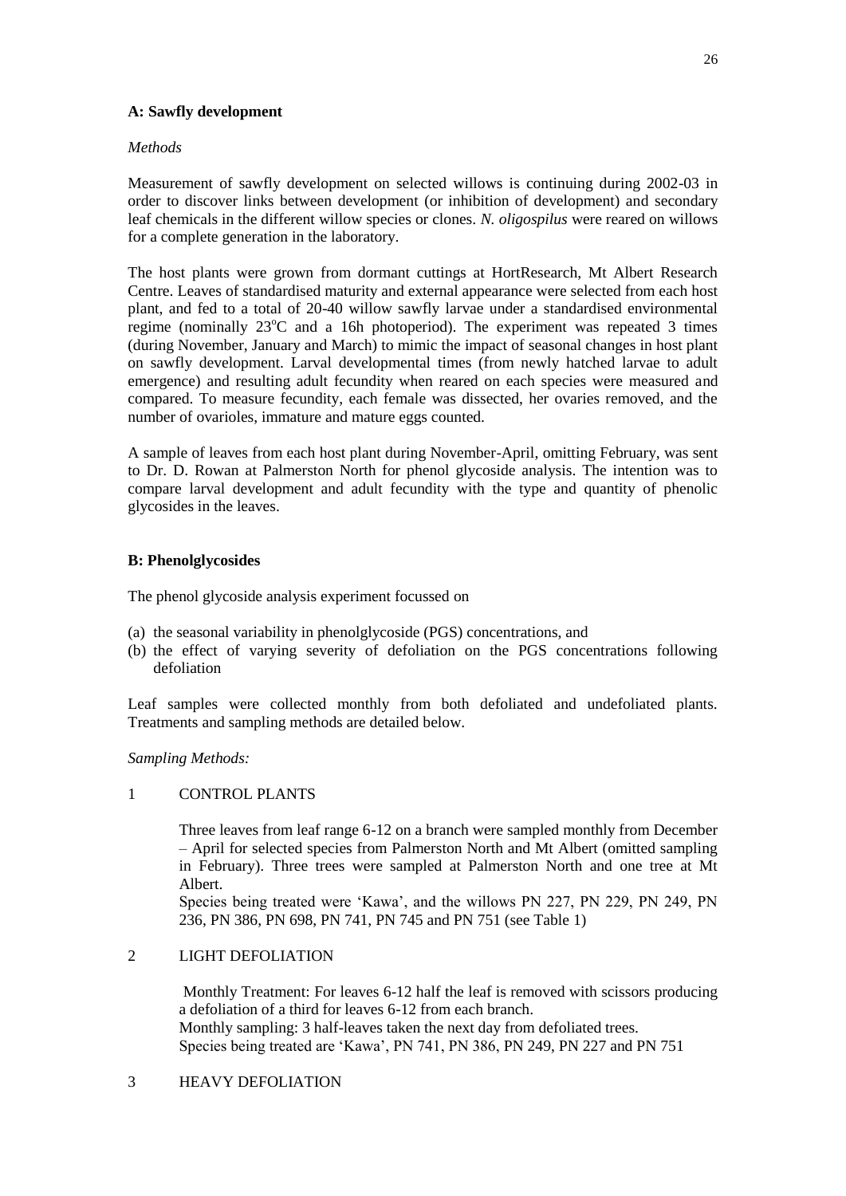**A: Sawfly development**

*Methods*

Measurement of sawfly development on selected willows is continuing during 2002-03 in order to discover links between development (or inhibition of development) and secondary leaf chemicals in the different willow species or clones. *N. oligospilus* were reared on willows for a complete generation in the laboratory.

The host plants were grown from dormant cuttings at HortResearch, Mt Albert Research Centre. Leaves of standardised maturity and external appearance were selected from each host plant, and fed to a total of 20-40 willow sawfly larvae under a standardised environmental regime (nominally 23$^{o}$C and a 16h photoperiod). The experiment was repeated 3 times (during November, January and March) to mimic the impact of seasonal changes in host plant on sawfly development. Larval developmental times (from newly hatched larvae to adult emergence) and resulting adult fecundity when reared on each species were measured and compared. To measure fecundity, each female was dissected, her ovaries removed, and the number of ovarioles, immature and mature eggs counted.

A sample of leaves from each host plant during November-April, omitting February, was sent to Dr. D. Rowan at Palmerston North for phenol glycoside analysis. The intention was to compare larval development and adult fecundity with the type and quantity of phenolic glycosides in the leaves.

**B: Phenolglycosides**

The phenol glycoside analysis experiment focussed on

(a) the seasonal variability in phenolglycoside (PGS) concentrations, and
(b) the effect of varying severity of defoliation on the PGS concentrations following defoliation

Leaf samples were collected monthly from both defoliated and undefoliated plants. Treatments and sampling methods are detailed below.

*Sampling Methods:*

1 CONTROL PLANTS

Three leaves from leaf range 6-12 on a branch were sampled monthly from December – April for selected species from Palmerston North and Mt Albert (omitted sampling in February). Three trees were sampled at Palmerston North and one tree at Mt Albert.
Species being treated were 'Kawa', and the willows PN 227, PN 229, PN 249, PN 236, PN 386, PN 698, PN 741, PN 745 and PN 751 (see Table 1)

2 LIGHT DEFOLIATION

Monthly Treatment: For leaves 6-12 half the leaf is removed with scissors producing a defoliation of a third for leaves 6-12 from each branch.
Monthly sampling: 3 half-leaves taken the next day from defoliated trees.
Species being treated are 'Kawa', PN 741, PN 386, PN 249, PN 227 and PN 751

3 HEAVY DEFOLIATION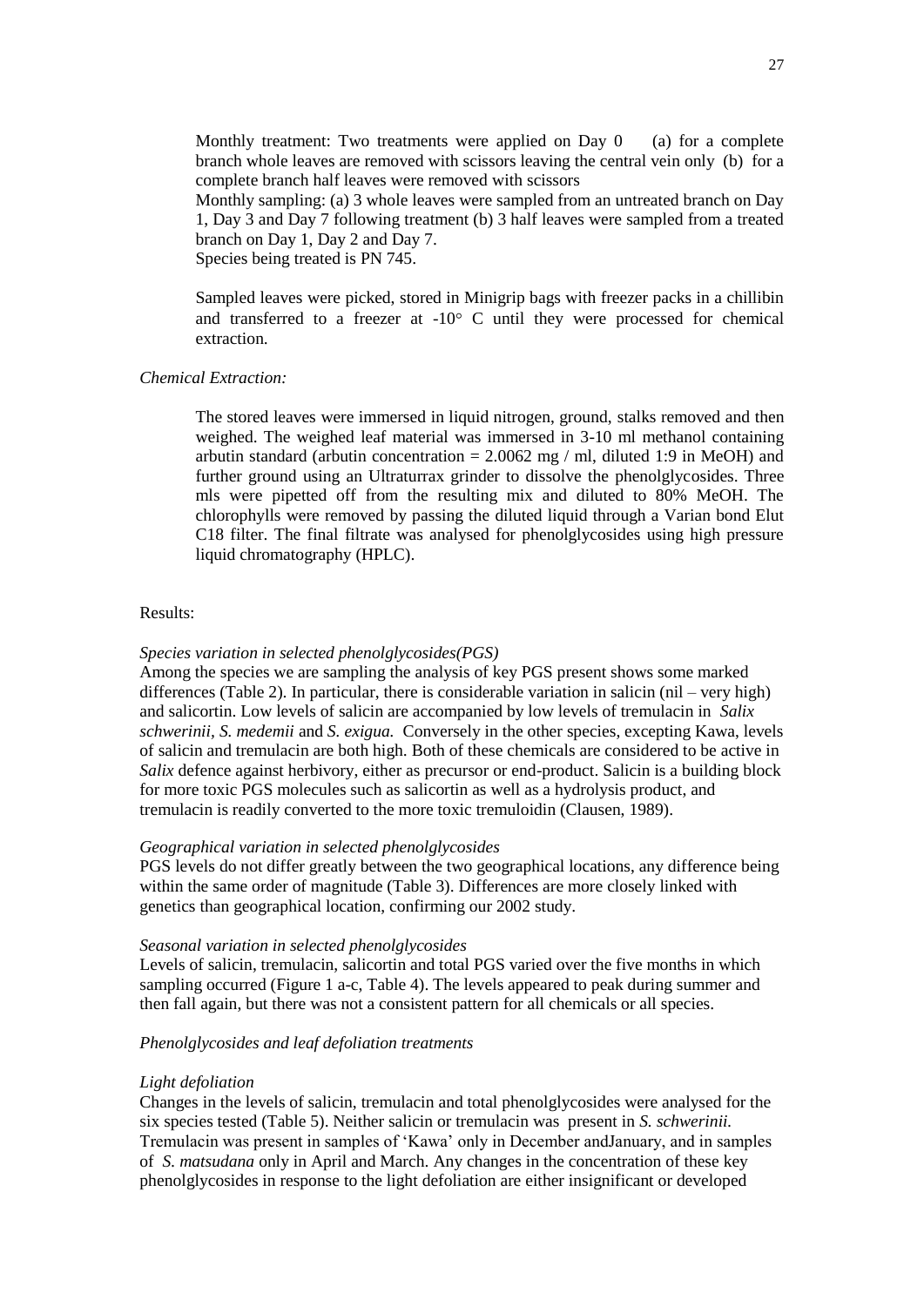Monthly treatment: Two treatments were applied on Day 0 (a) for a complete branch whole leaves are removed with scissors leaving the central vein only (b) for a complete branch half leaves were removed with scissors

Monthly sampling: (a) 3 whole leaves were sampled from an untreated branch on Day 1, Day 3 and Day 7 following treatment (b) 3 half leaves were sampled from a treated branch on Day 1, Day 2 and Day 7.

Species being treated is PN 745.

Sampled leaves were picked, stored in Minigrip bags with freezer packs in a chillibin and transferred to a freezer at -10° C until they were processed for chemical extraction.

*Chemical Extraction:*

The stored leaves were immersed in liquid nitrogen, ground, stalks removed and then weighed. The weighed leaf material was immersed in 3-10 ml methanol containing arbutin standard (arbutin concentration = 2.0062 mg / ml, diluted 1:9 in MeOH) and further ground using an Ultraturrax grinder to dissolve the phenolglycosides. Three mls were pipetted off from the resulting mix and diluted to 80% MeOH. The chlorophylls were removed by passing the diluted liquid through a Varian bond Elut C18 filter. The final filtrate was analysed for phenolglycosides using high pressure liquid chromatography (HPLC).

Results:

*Species variation in selected phenolglycosides(PGS)*

Among the species we are sampling the analysis of key PGS present shows some marked differences (Table 2). In particular, there is considerable variation in salicin (nil – very high) and salicortin. Low levels of salicin are accompanied by low levels of tremulacin in *Salix schwerinii, S. medemii* and *S. exigua.* Conversely in the other species, excepting Kawa, levels of salicin and tremulacin are both high. Both of these chemicals are considered to be active in *Salix* defence against herbivory, either as precursor or end-product. Salicin is a building block for more toxic PGS molecules such as salicortin as well as a hydrolysis product, and tremulacin is readily converted to the more toxic tremuloidin (Clausen, 1989).

*Geographical variation in selected phenolglycosides*

PGS levels do not differ greatly between the two geographical locations, any difference being within the same order of magnitude (Table 3). Differences are more closely linked with genetics than geographical location, confirming our 2002 study.

*Seasonal variation in selected phenolglycosides*

Levels of salicin, tremulacin, salicortin and total PGS varied over the five months in which sampling occurred (Figure 1 a-c, Table 4). The levels appeared to peak during summer and then fall again, but there was not a consistent pattern for all chemicals or all species.

*Phenolglycosides and leaf defoliation treatments*

*Light defoliation*

Changes in the levels of salicin, tremulacin and total phenolglycosides were analysed for the six species tested (Table 5). Neither salicin or tremulacin was present in *S. schwerinii.* Tremulacin was present in samples of 'Kawa' only in December andJanuary, and in samples of *S. matsudana* only in April and March. Any changes in the concentration of these key phenolglycosides in response to the light defoliation are either insignificant or developed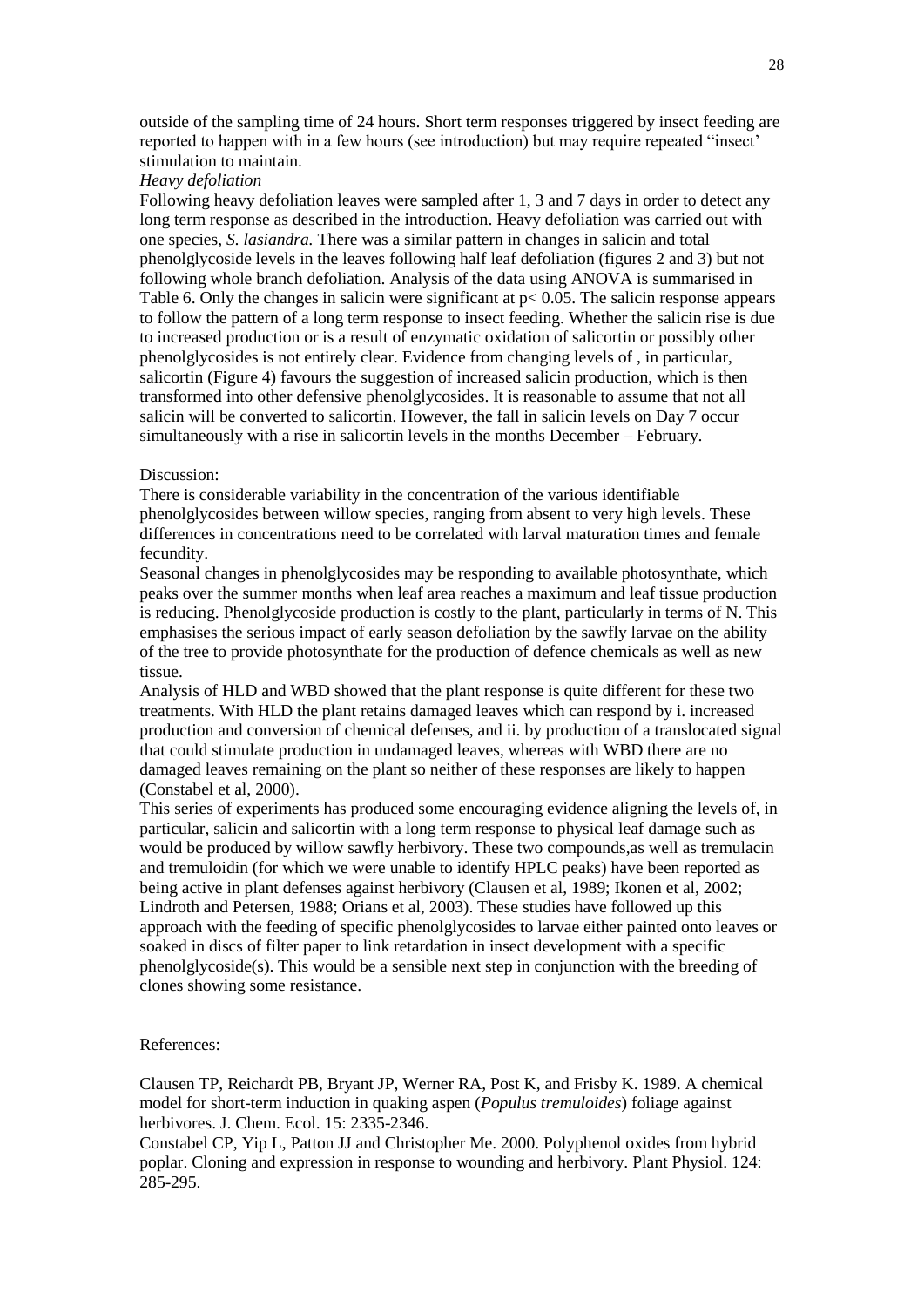outside of the sampling time of 24 hours. Short term responses triggered by insect feeding are reported to happen with in a few hours (see introduction) but may require repeated "insect' stimulation to maintain.

*Heavy defoliation*

Following heavy defoliation leaves were sampled after 1, 3 and 7 days in order to detect any long term response as described in the introduction. Heavy defoliation was carried out with one species, *S. lasiandra.* There was a similar pattern in changes in salicin and total phenolglycoside levels in the leaves following half leaf defoliation (figures 2 and 3) but not following whole branch defoliation. Analysis of the data using ANOVA is summarised in Table 6. Only the changes in salicin were significant at $p < 0.05$. The salicin response appears to follow the pattern of a long term response to insect feeding. Whether the salicin rise is due to increased production or is a result of enzymatic oxidation of salicortin or possibly other phenolglycosides is not entirely clear. Evidence from changing levels of , in particular, salicortin (Figure 4) favours the suggestion of increased salicin production, which is then transformed into other defensive phenolglycosides. It is reasonable to assume that not all salicin will be converted to salicortin. However, the fall in salicin levels on Day 7 occur simultaneously with a rise in salicortin levels in the months December – February.

Discussion:

There is considerable variability in the concentration of the various identifiable phenolglycosides between willow species, ranging from absent to very high levels. These differences in concentrations need to be correlated with larval maturation times and female fecundity.

Seasonal changes in phenolglycosides may be responding to available photosynthate, which peaks over the summer months when leaf area reaches a maximum and leaf tissue production is reducing. Phenolglycoside production is costly to the plant, particularly in terms of N. This emphasises the serious impact of early season defoliation by the sawfly larvae on the ability of the tree to provide photosynthate for the production of defence chemicals as well as new tissue.

Analysis of HLD and WBD showed that the plant response is quite different for these two treatments. With HLD the plant retains damaged leaves which can respond by i. increased production and conversion of chemical defenses, and ii. by production of a translocated signal that could stimulate production in undamaged leaves, whereas with WBD there are no damaged leaves remaining on the plant so neither of these responses are likely to happen (Constabel et al, 2000).

This series of experiments has produced some encouraging evidence aligning the levels of, in particular, salicin and salicortin with a long term response to physical leaf damage such as would be produced by willow sawfly herbivory. These two compounds,as well as tremulacin and tremuloidin (for which we were unable to identify HPLC peaks) have been reported as being active in plant defenses against herbivory (Clausen et al, 1989; Ikonen et al, 2002; Lindroth and Petersen, 1988; Orians et al, 2003). These studies have followed up this approach with the feeding of specific phenolglycosides to larvae either painted onto leaves or soaked in discs of filter paper to link retardation in insect development with a specific phenolglycoside(s). This would be a sensible next step in conjunction with the breeding of clones showing some resistance.

References:

Clausen TP, Reichardt PB, Bryant JP, Werner RA, Post K, and Frisby K. 1989. A chemical model for short-term induction in quaking aspen (*Populus tremuloides*) foliage against herbivores. J. Chem. Ecol. 15: 2335-2346.

Constabel CP, Yip L, Patton JJ and Christopher Me. 2000. Polyphenol oxides from hybrid poplar. Cloning and expression in response to wounding and herbivory. Plant Physiol. 124: 285-295.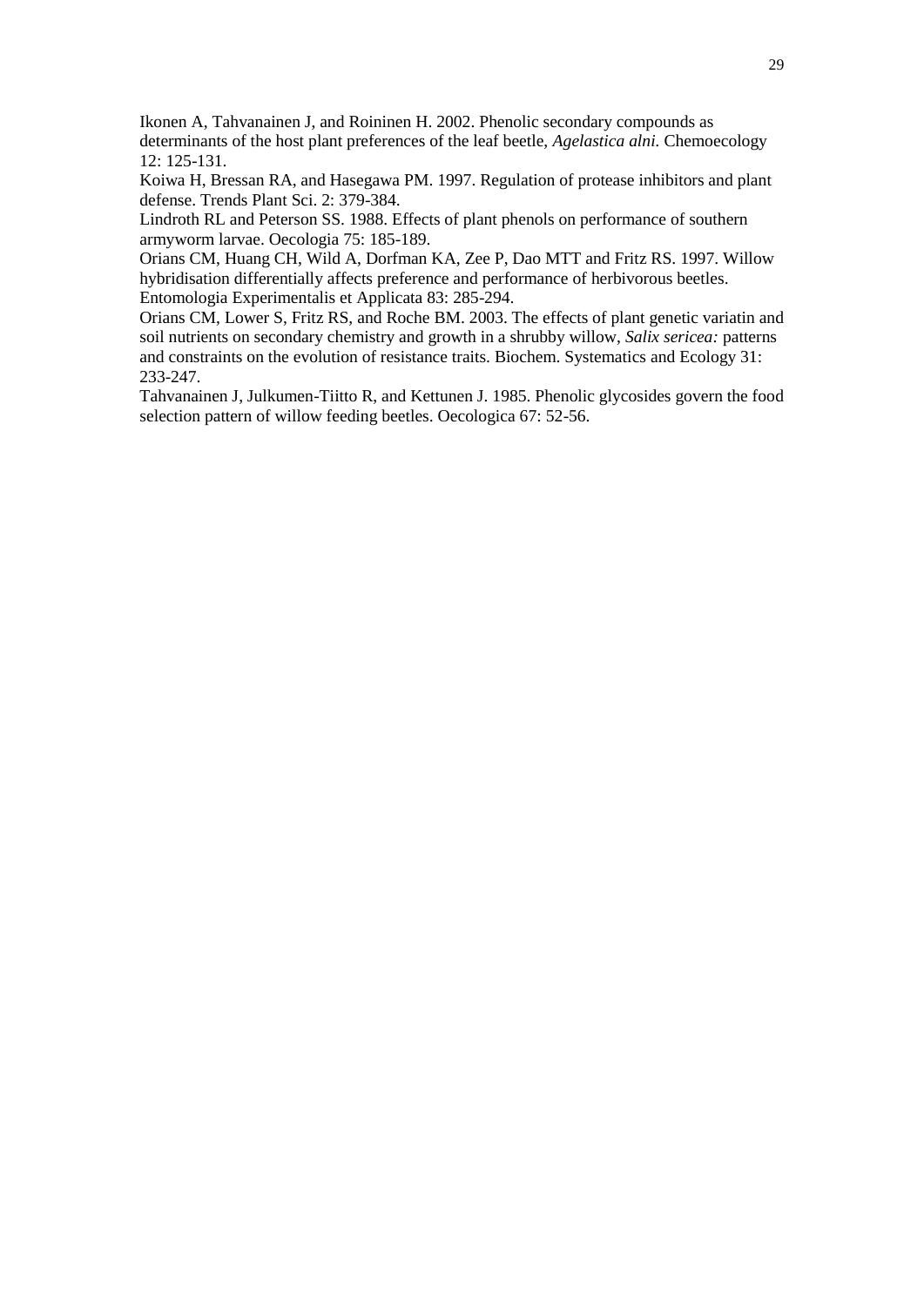Ikonen A, Tahvanainen J, and Roininen H. 2002. Phenolic secondary compounds as determinants of the host plant preferences of the leaf beetle, *Agelastica alni.* Chemoecology 12: 125-131.

Koiwa H, Bressan RA, and Hasegawa PM. 1997. Regulation of protease inhibitors and plant defense. Trends Plant Sci. 2: 379-384.

Lindroth RL and Peterson SS. 1988. Effects of plant phenols on performance of southern armyworm larvae. Oecologia 75: 185-189.

Orians CM, Huang CH, Wild A, Dorfman KA, Zee P, Dao MTT and Fritz RS. 1997. Willow hybridisation differentially affects preference and performance of herbivorous beetles. Entomologia Experimentalis et Applicata 83: 285-294.

Orians CM, Lower S, Fritz RS, and Roche BM. 2003. The effects of plant genetic variatin and soil nutrients on secondary chemistry and growth in a shrubby willow, *Salix sericea:* patterns and constraints on the evolution of resistance traits. Biochem. Systematics and Ecology 31: 233-247.

Tahvanainen J, Julkumen-Tiitto R, and Kettunen J. 1985. Phenolic glycosides govern the food selection pattern of willow feeding beetles. Oecologica 67: 52-56.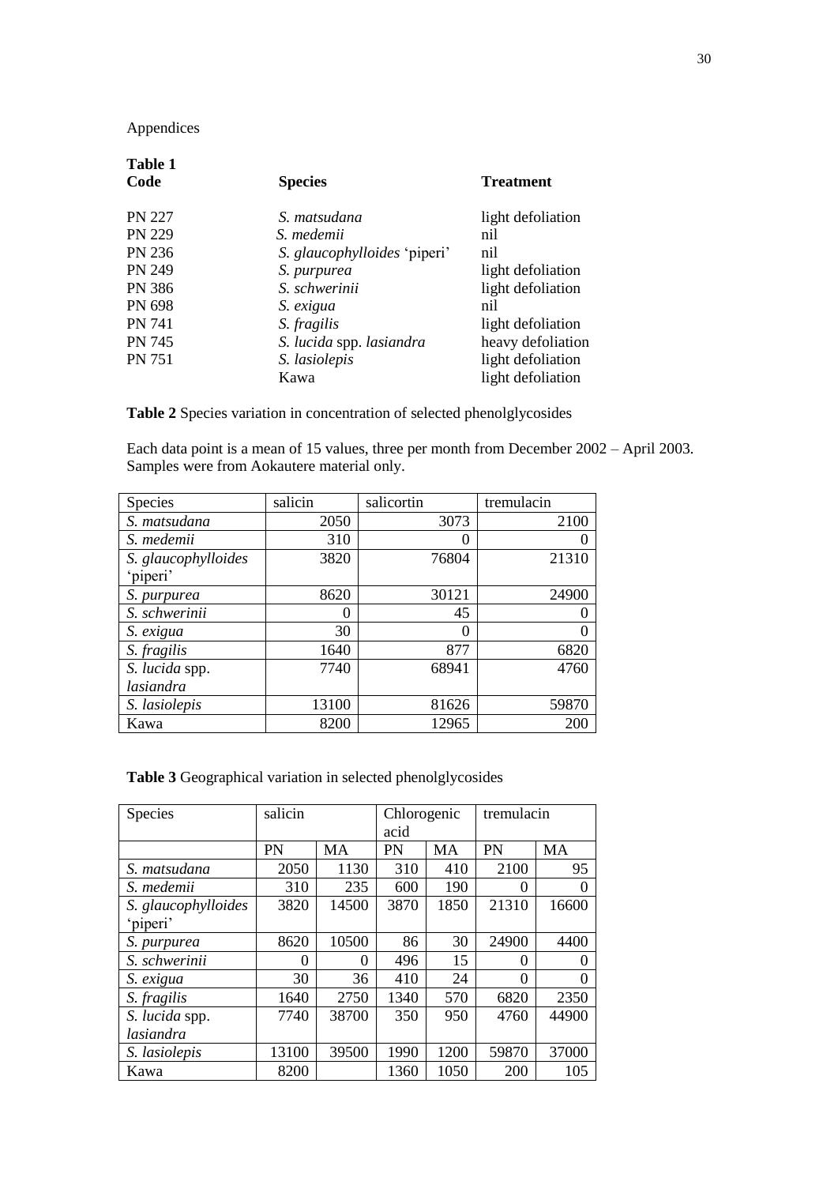Appendices

**Table 1**

| **Code** | **Species** | **Treatment** |
|---|---|---|
| PN 227 | *S. matsudana* | light defoliation |
| PN 229 | *S. medemii* | nil |
| PN 236 | *S. glaucophylloides* 'piperi' | nil |
| PN 249 | *S. purpurea* | light defoliation |
| PN 386 | *S. schwerinii* | light defoliation |
| PN 698 | *S. exigua* | nil |
| PN 741 | *S. fragilis* | light defoliation |
| PN 745 | *S. lucida* spp. *lasiandra* | heavy defoliation |
| PN 751 | *S. lasiolepis* | light defoliation |
| | Kawa | light defoliation |

**Table 2** Species variation in concentration of selected phenolglycosides

Each data point is a mean of 15 values, three per month from December 2002 – April 2003. Samples were from Aokautere material only.

| Species | salicin | salicortin | tremulacin |
|---|---|---|---|
| *S. matsudana* | 2050 | 3073 | 2100 |
| *S. medemii* | 310 | 0 | 0 |
| *S. glaucophylloides* 'piperi' | 3820 | 76804 | 21310 |
| *S. purpurea* | 8620 | 30121 | 24900 |
| *S. schwerinii* | 0 | 45 | 0 |
| *S. exigua* | 30 | 0 | 0 |
| *S. fragilis* | 1640 | 877 | 6820 |
| *S. lucida* spp. *lasiandra* | 7740 | 68941 | 4760 |
| *S. lasiolepis* | 13100 | 81626 | 59870 |
| Kawa | 8200 | 12965 | 200 |

**Table 3** Geographical variation in selected phenolglycosides

| Species | salicin | | Chlorogenic acid | | tremulacin | |
|---|---|---|---|---|---|---|
| | PN | MA | PN | MA | PN | MA |
| *S. matsudana* | 2050 | 1130 | 310 | 410 | 2100 | 95 |
| *S. medemii* | 310 | 235 | 600 | 190 | 0 | 0 |
| *S. glaucophylloides* 'piperi' | 3820 | 14500 | 3870 | 1850 | 21310 | 16600 |
| *S. purpurea* | 8620 | 10500 | 86 | 30 | 24900 | 4400 |
| *S. schwerinii* | 0 | 0 | 496 | 15 | 0 | 0 |
| *S. exigua* | 30 | 36 | 410 | 24 | 0 | 0 |
| *S. fragilis* | 1640 | 2750 | 1340 | 570 | 6820 | 2350 |
| *S. lucida* spp. *lasiandra* | 7740 | 38700 | 350 | 950 | 4760 | 44900 |
| *S. lasiolepis* | 13100 | 39500 | 1990 | 1200 | 59870 | 37000 |
| Kawa | 8200 | | 1360 | 1050 | 200 | 105 |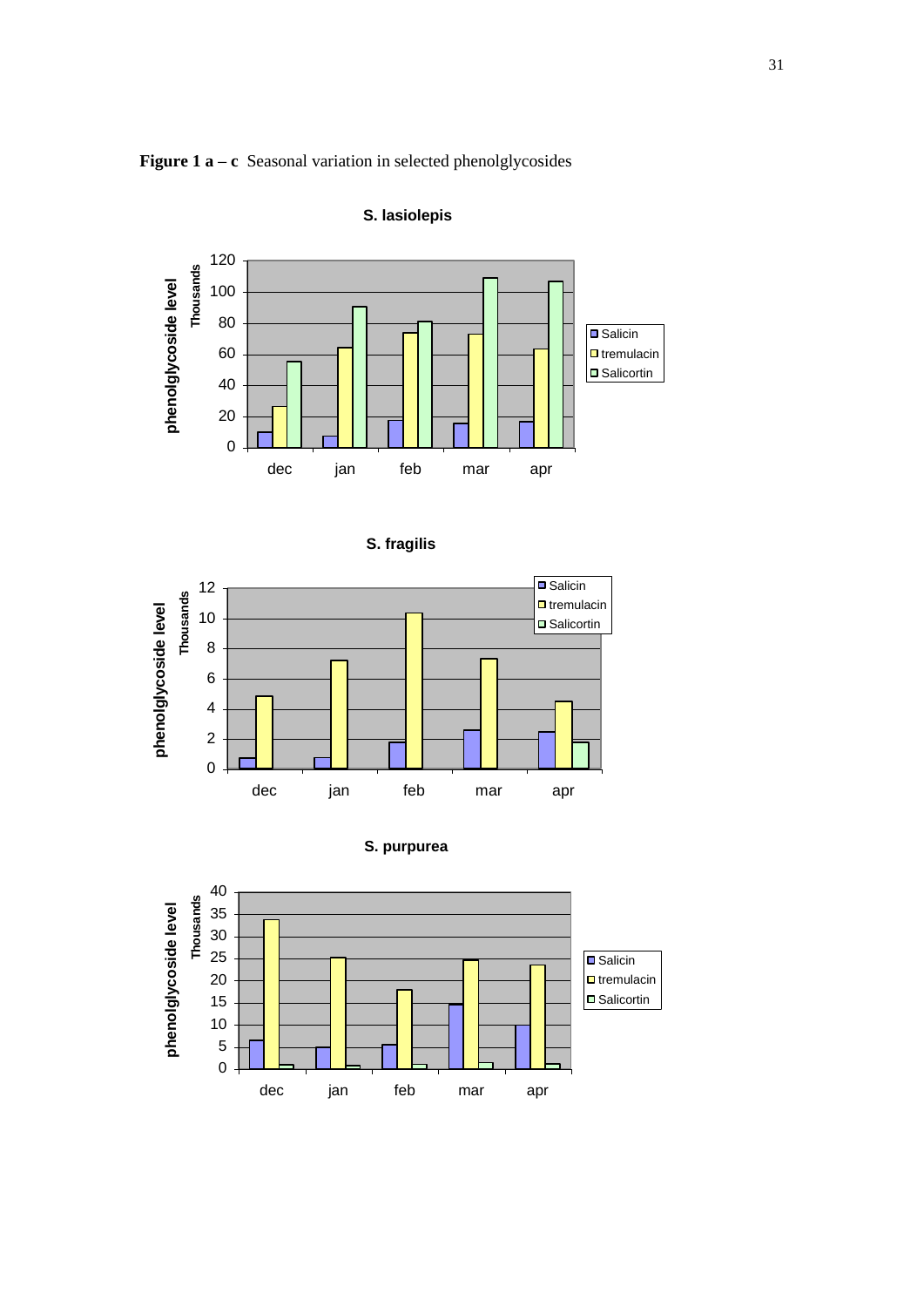**Figure 1 a – c** Seasonal variation in selected phenolglycosides

**S. lasiolepis**

**S. fragilis**

**S. purpurea**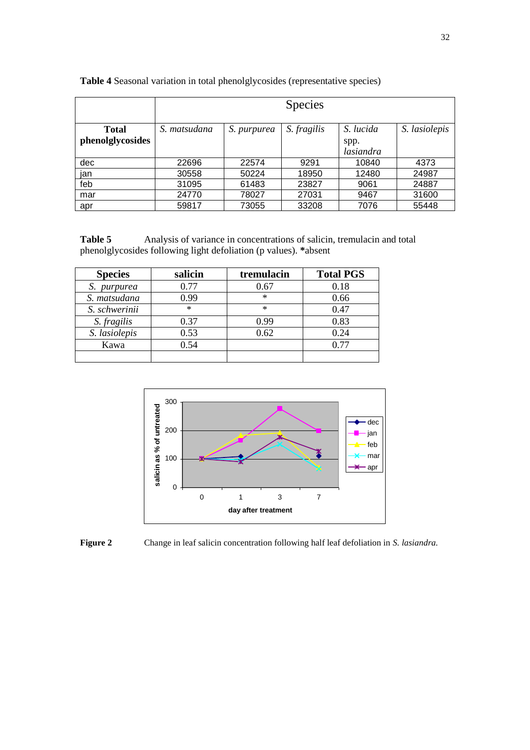**Table 4** Seasonal variation in total phenolglycosides (representative species)

| | Species | | | | |
|---|---|---|---|---|---|
| **Total phenolglycosides** | *S. matsudana* | *S. purpurea* | *S. fragilis* | *S. lucida* spp. *lasiandra* | *S. lasiolepis* |
| dec | 22696 | 22574 | 9291 | 10840 | 4373 |
| jan | 30558 | 50224 | 18950 | 12480 | 24987 |
| feb | 31095 | 61483 | 23827 | 9061 | 24887 |
| mar | 24770 | 78027 | 27031 | 9467 | 31600 |
| apr | 59817 | 73055 | 33208 | 7076 | 55448 |

**Table 5** Analysis of variance in concentrations of salicin, tremulacin and total phenolglycosides following light defoliation (p values). **\***absent

| Species | salicin | tremulacin | Total PGS |
|---|---|---|---|
| *S. purpurea* | 0.77 | 0.67 | 0.18 |
| *S. matsudana* | 0.99 | * | 0.66 |
| *S. schwerinii* | * | * | 0.47 |
| *S. fragilis* | 0.37 | 0.99 | 0.83 |
| *S. lasiolepis* | 0.53 | 0.62 | 0.24 |
| Kawa | 0.54 | | 0.77 |
| | | | |

**Figure 2** Change in leaf salicin concentration following half leaf defoliation in *S. lasiandra.*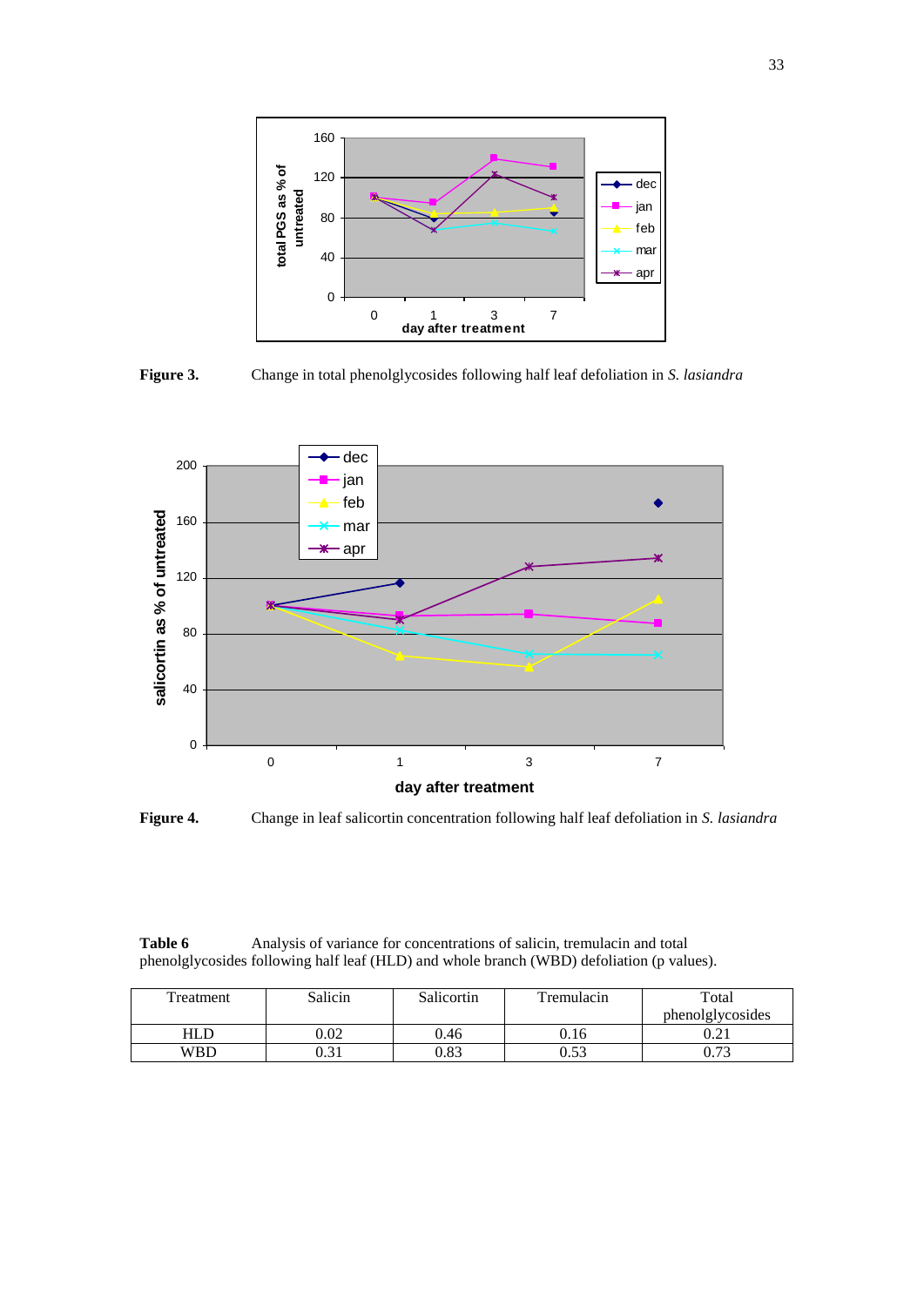160
120
80
40
0
total PGS as % of untreated
0
1
3
7
day after treatment
dec
jan
feb
mar
apr

**Figure 3.** Change in total phenolglycosides following half leaf defoliation in *S. lasiandra*

200
160
120
80
40
0
salicortin as % of untreated
0
1
3
7
day after treatment
dec
jan
feb
mar
apr

**Figure 4.** Change in leaf salicortin concentration following half leaf defoliation in *S. lasiandra*

**Table 6** Analysis of variance for concentrations of salicin, tremulacin and total phenolglycosides following half leaf (HLD) and whole branch (WBD) defoliation (p values).

| Treatment | Salicin | Salicortin | Tremulacin | Total phenolglycosides |
|---|---|---|---|---|
| HLD | 0.02 | 0.46 | 0.16 | 0.21 |
| WBD | 0.31 | 0.83 | 0.53 | 0.73 |